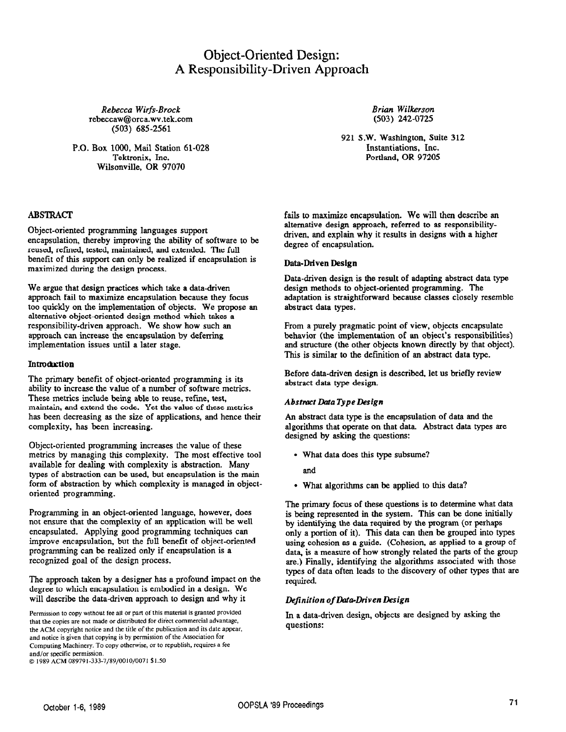# Object-Oriented Design: A Responsibility-Driven Approach

*Rebecca Wirfs-Brock*
rebeccaw@orca.wv.tek.com
(503) 685-2561

P.O. Box 1000, Mail Station 61-028
Tektronix, Inc.
Wilsonville, OR 97070

*Brian Wilkerson*
(503) 242-0725

921 S.W. Washington, Suite 312
Instantiations, Inc.
Portland, OR 97205

## ABSTRACT

Object-oriented programming languages support encapsulation, thereby improving the ability of software to be reused, refined, tested, maintained, and extended. The full benefit of this support can only be realized if encapsulation is maximized during the design process.

We argue that design practices which take a data-driven approach fail to maximize encapsulation because they focus too quickly on the implementation of objects. We propose an alternative object-oriented design method which takes a responsibility-driven approach. We show how such an approach can increase the encapsulation by deferring implementation issues until a later stage.

## Introduction

The primary benefit of object-oriented programming is its ability to increase the value of a number of software metrics. These metrics include being able to reuse, refine, test, maintain, and extend the code. Yet the value of these metrics has been decreasing as the size of applications, and hence their complexity, has been increasing.

Object-oriented programming increases the value of these metrics by managing this complexity. The most effective tool available for dealing with complexity is abstraction. Many types of abstraction can be used, but encapsulation is the main form of abstraction by which complexity is managed in object-oriented programming.

Programming in an object-oriented language, however, does not ensure that the complexity of an application will be well encapsulated. Applying good programming techniques can improve encapsulation, but the full benefit of object-oriented programming can be realized only if encapsulation is a recognized goal of the design process.

The approach taken by a designer has a profound impact on the degree to which encapsulation is embodied in a design. We will describe the data-driven approach to design and why it fails to maximize encapsulation. We will then describe an alternative design approach, referred to as responsibility-driven, and explain why it results in designs with a higher degree of encapsulation.

Permission to copy without fee all or part of this material is granted provided that the copies are not made or distributed for direct commercial advantage, the ACM copyright notice and the title of the publication and its date appear, and notice is given that copying is by permission of the Association for Computing Machinery. To copy otherwise, or to republish, requires a fee and/or specific permission.
© 1989 ACM 089791-333-7/89/0010/0071 $1.50

## Data-Driven Design

Data-driven design is the result of adapting abstract data type design methods to object-oriented programming. The adaptation is straightforward because classes closely resemble abstract data types.

From a purely pragmatic point of view, objects encapsulate behavior (the implementation of an object's responsibilities) and structure (the other objects known directly by that object). This is similar to the definition of an abstract data type.

Before data-driven design is described, let us briefly review abstract data type design.

### *Abstract Data Type Design*

An abstract data type is the encapsulation of data and the algorithms that operate on that data. Abstract data types are designed by asking the questions:

- What data does this type subsume?

  and

- What algorithms can be applied to this data?

The primary focus of these questions is to determine what data is being represented in the system. This can be done initially by identifying the data required by the program (or perhaps only a portion of it). This data can then be grouped into types using cohesion as a guide. (Cohesion, as applied to a group of data, is a measure of how strongly related the parts of the group are.) Finally, identifying the algorithms associated with those types of data often leads to the discovery of other types that are required.

### *Definition of Data-Driven Design*

In a data-driven design, objects are designed by asking the questions: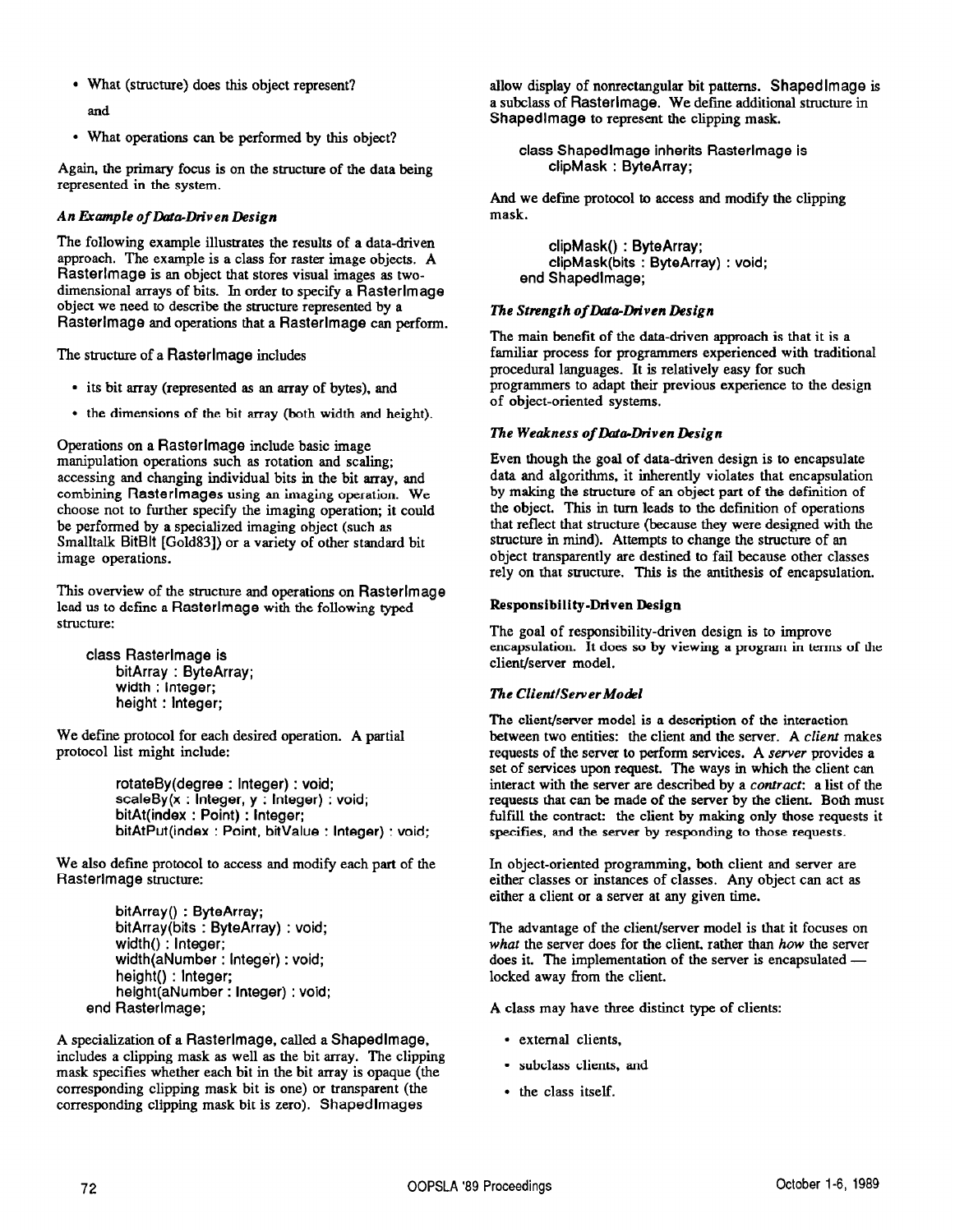- What (structure) does this object represent?

  and

- What operations can be performed by this object?

Again, the primary focus is on the structure of the data being represented in the system.

### *An Example of Data-Driven Design*

The following example illustrates the results of a data-driven approach. The example is a class for raster image objects. A RasterImage is an object that stores visual images as two-dimensional arrays of bits. In order to specify a RasterImage object we need to describe the structure represented by a RasterImage and operations that a RasterImage can perform.

The structure of a RasterImage includes

- its bit array (represented as an array of bytes), and
- the dimensions of the bit array (both width and height).

Operations on a RasterImage include basic image manipulation operations such as rotation and scaling; accessing and changing individual bits in the bit array, and combining RasterImages using an imaging operation. We choose not to further specify the imaging operation; it could be performed by a specialized imaging object (such as Smalltalk BitBlt [Gold83]) or a variety of other standard bit image operations.

This overview of the structure and operations on RasterImage lead us to define a RasterImage with the following typed structure:

```
class RasterImage is
    bitArray : ByteArray;
    width : Integer;
    height : Integer;
```

We define protocol for each desired operation. A partial protocol list might include:

```
        rotateBy(degree : Integer) : void;
        scaleBy(x : Integer, y : Integer) : void;
        bitAt(index : Point) : Integer;
        bitAtPut(index : Point, bitValue : Integer) : void;
```

We also define protocol to access and modify each part of the RasterImage structure:

```
        bitArray() : ByteArray;
        bitArray(bits : ByteArray) : void;
        width() : Integer;
        width(aNumber : Integer) : void;
        height() : Integer;
        height(aNumber : Integer) : void;
end RasterImage;
```

A specialization of a RasterImage, called a ShapedImage, includes a clipping mask as well as the bit array. The clipping mask specifies whether each bit in the bit array is opaque (the corresponding clipping mask bit is one) or transparent (the corresponding clipping mask bit is zero). ShapedImages allow display of nonrectangular bit patterns. ShapedImage is a subclass of RasterImage. We define additional structure in ShapedImage to represent the clipping mask.

```
class ShapedImage inherits RasterImage is
    clipMask : ByteArray;
```

And we define protocol to access and modify the clipping mask.

```
        clipMask() : ByteArray;
        clipMask(bits : ByteArray) : void;
end ShapedImage;
```

### *The Strength of Data-Driven Design*

The main benefit of the data-driven approach is that it is a familiar process for programmers experienced with traditional procedural languages. It is relatively easy for such programmers to adapt their previous experience to the design of object-oriented systems.

### *The Weakness of Data-Driven Design*

Even though the goal of data-driven design is to encapsulate data and algorithms, it inherently violates that encapsulation by making the structure of an object part of the definition of the object. This in turn leads to the definition of operations that reflect that structure (because they were designed with the structure in mind). Attempts to change the structure of an object transparently are destined to fail because other classes rely on that structure. This is the antithesis of encapsulation.

## Responsibility-Driven Design

The goal of responsibility-driven design is to improve encapsulation. It does so by viewing a program in terms of the client/server model.

### *The Client/Server Model*

The client/server model is a description of the interaction between two entities: the client and the server. A *client* makes requests of the server to perform services. A *server* provides a set of services upon request. The ways in which the client can interact with the server are described by a *contract*: a list of the requests that can be made of the server by the client. Both must fulfill the contract: the client by making only those requests it specifies, and the server by responding to those requests.

In object-oriented programming, both client and server are either classes or instances of classes. Any object can act as either a client or a server at any given time.

The advantage of the client/server model is that it focuses on *what* the server does for the client, rather than *how* the server does it. The implementation of the server is encapsulated — locked away from the client.

A class may have three distinct type of clients:

- external clients,
- subclass clients, and
- the class itself.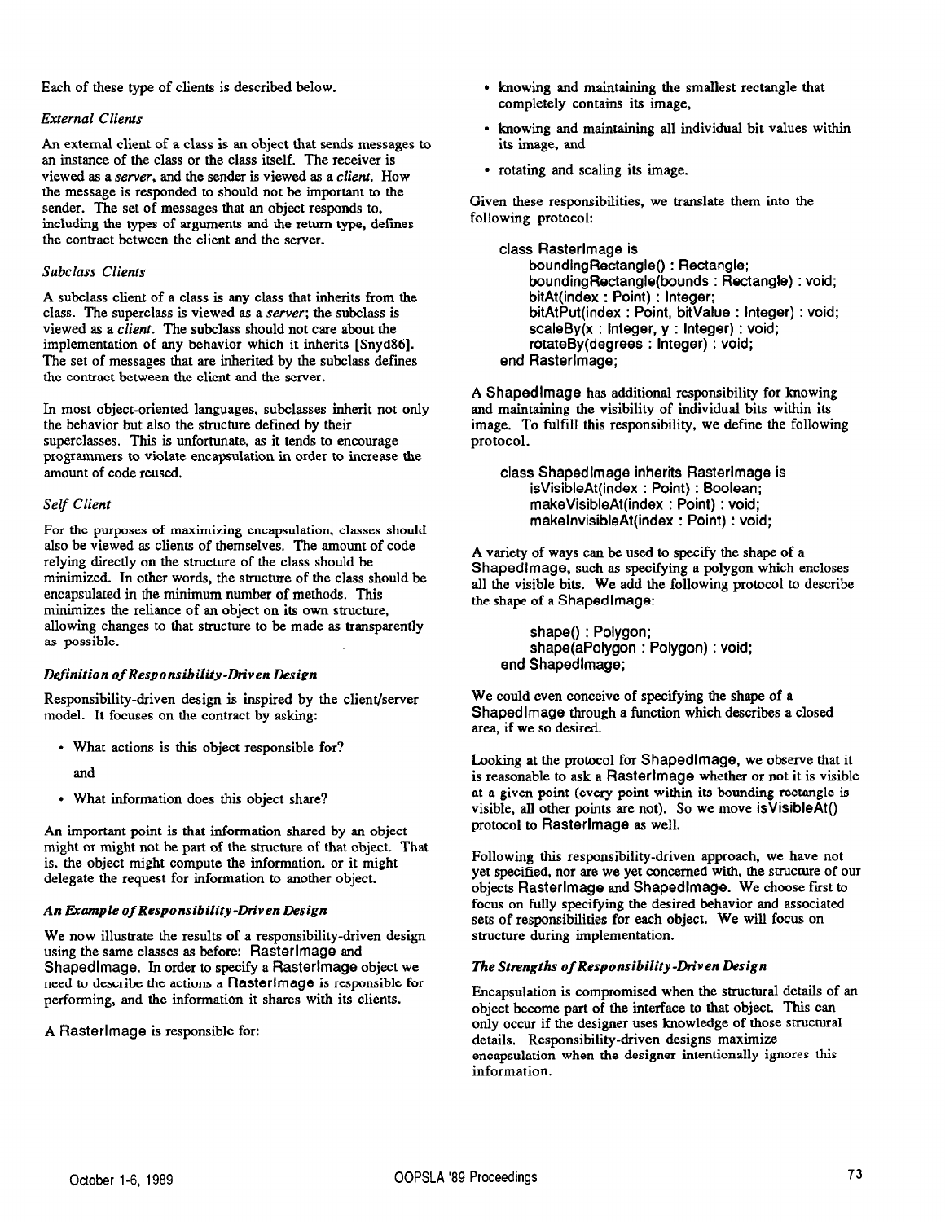Each of these type of clients is described below.

*External Clients*

An external client of a class is an object that sends messages to an instance of the class or the class itself. The receiver is viewed as a *server*, and the sender is viewed as a *client*. How the message is responded to should not be important to the sender. The set of messages that an object responds to, including the types of arguments and the return type, defines the contract between the client and the server.

*Subclass Clients*

A subclass client of a class is any class that inherits from the class. The superclass is viewed as a *server*; the subclass is viewed as a *client*. The subclass should not care about the implementation of any behavior which it inherits [Snyd86]. The set of messages that are inherited by the subclass defines the contract between the client and the server.

In most object-oriented languages, subclasses inherit not only the behavior but also the structure defined by their superclasses. This is unfortunate, as it tends to encourage programmers to violate encapsulation in order to increase the amount of code reused.

*Self Client*

For the purposes of maximizing encapsulation, classes should also be viewed as clients of themselves. The amount of code relying directly on the structure of the class should be minimized. In other words, the structure of the class should be encapsulated in the minimum number of methods. This minimizes the reliance of an object on its own structure, allowing changes to that structure to be made as transparently as possible.

***Definition of Responsibility-Driven Design***

Responsibility-driven design is inspired by the client/server model. It focuses on the contract by asking:

- What actions is this object responsible for?

  and

- What information does this object share?

An important point is that information shared by an object might or might not be part of the structure of that object. That is, the object might compute the information, or it might delegate the request for information to another object.

***An Example of Responsibility-Driven Design***

We now illustrate the results of a responsibility-driven design using the same classes as before: RasterImage and ShapedImage. In order to specify a RasterImage object we need to describe the actions a RasterImage is responsible for performing, and the information it shares with its clients.

A RasterImage is responsible for:

- knowing and maintaining the smallest rectangle that completely contains its image,
- knowing and maintaining all individual bit values within its image, and
- rotating and scaling its image.

Given these responsibilities, we translate them into the following protocol:

```
class RasterImage is
    boundingRectangle() : Rectangle;
    boundingRectangle(bounds : Rectangle) : void;
    bitAt(index : Point) : Integer;
    bitAtPut(index : Point, bitValue : Integer) : void;
    scaleBy(x : Integer, y : Integer) : void;
    rotateBy(degrees : Integer) : void;
end RasterImage;
```

A ShapedImage has additional responsibility for knowing and maintaining the visibility of individual bits within its image. To fulfill this responsibility, we define the following protocol.

```
class ShapedImage inherits RasterImage is
    isVisibleAt(index : Point) : Boolean;
    makeVisibleAt(index : Point) : void;
    makeInvisibleAt(index : Point) : void;
```

A variety of ways can be used to specify the shape of a ShapedImage, such as specifying a polygon which encloses all the visible bits. We add the following protocol to describe the shape of a ShapedImage:

```
    shape() : Polygon;
    shape(aPolygon : Polygon) : void;
end ShapedImage;
```

We could even conceive of specifying the shape of a ShapedImage through a function which describes a closed area, if we so desired.

Looking at the protocol for ShapedImage, we observe that it is reasonable to ask a RasterImage whether or not it is visible at a given point (every point within its bounding rectangle is visible, all other points are not). So we move isVisibleAt() protocol to RasterImage as well.

Following this responsibility-driven approach, we have not yet specified, nor are we yet concerned with, the structure of our objects RasterImage and ShapedImage. We choose first to focus on fully specifying the desired behavior and associated sets of responsibilities for each object. We will focus on structure during implementation.

***The Strengths of Responsibility-Driven Design***

Encapsulation is compromised when the structural details of an object become part of the interface to that object. This can only occur if the designer uses knowledge of those structural details. Responsibility-driven designs maximize encapsulation when the designer intentionally ignores this information.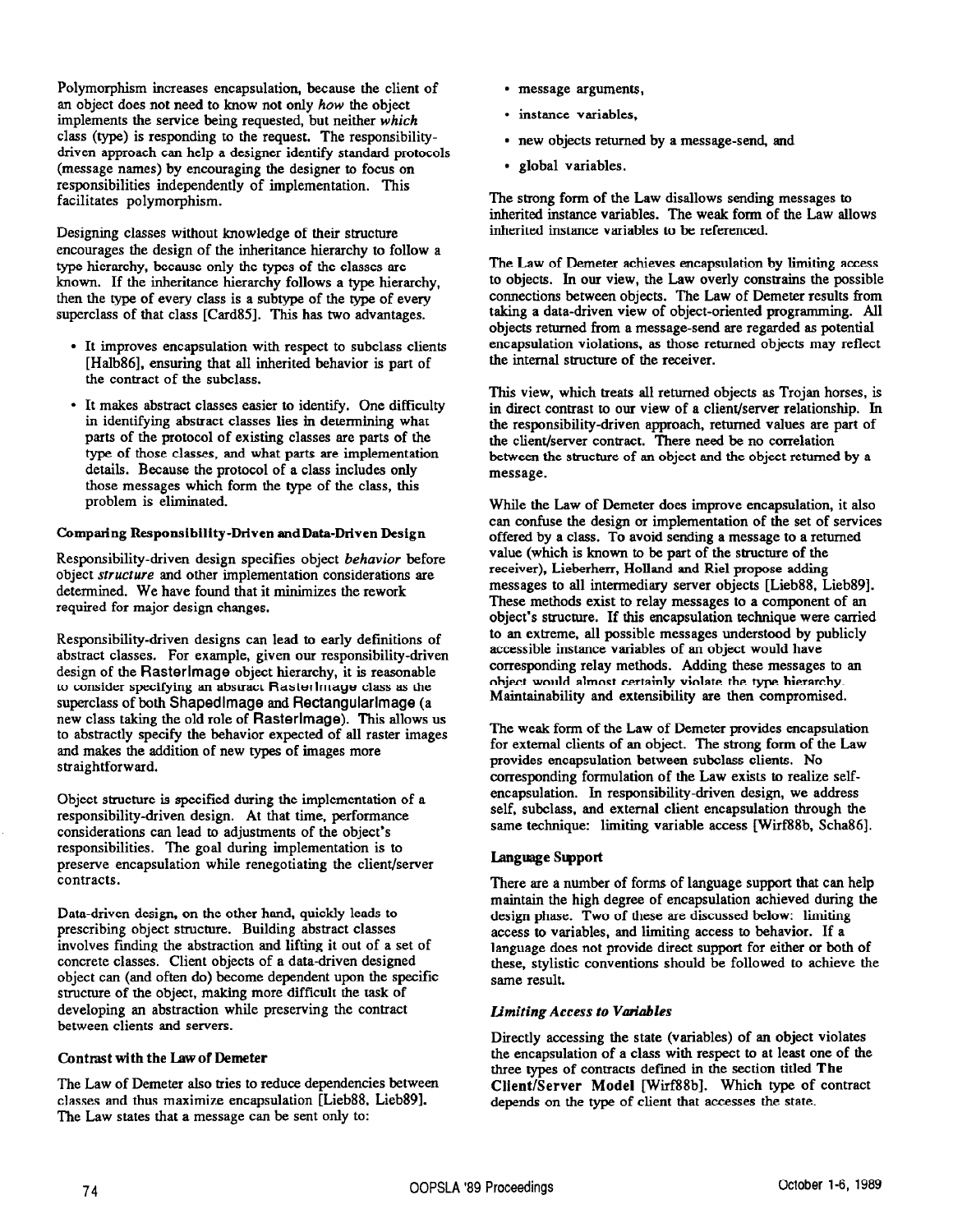Polymorphism increases encapsulation, because the client of an object does not need to know not only *how* the object implements the service being requested, but neither *which* class (type) is responding to the request. The responsibility-driven approach can help a designer identify standard protocols (message names) by encouraging the designer to focus on responsibilities independently of implementation. This facilitates polymorphism.

Designing classes without knowledge of their structure encourages the design of the inheritance hierarchy to follow a type hierarchy, because only the types of the classes are known. If the inheritance hierarchy follows a type hierarchy, then the type of every class is a subtype of the type of every superclass of that class [Card85]. This has two advantages.

- It improves encapsulation with respect to subclass clients [Halb86], ensuring that all inherited behavior is part of the contract of the subclass.
- It makes abstract classes easier to identify. One difficulty in identifying abstract classes lies in determining what parts of the protocol of existing classes are parts of the type of those classes, and what parts are implementation details. Because the protocol of a class includes only those messages which form the type of the class, this problem is eliminated.

#### Comparing Responsibility-Driven and Data-Driven Design

Responsibility-driven design specifies object *behavior* before object *structure* and other implementation considerations are determined. We have found that it minimizes the rework required for major design changes.

Responsibility-driven designs can lead to early definitions of abstract classes. For example, given our responsibility-driven design of the RasterImage object hierarchy, it is reasonable to consider specifying an abstract RasterImage class as the superclass of both ShapedImage and RectangularImage (a new class taking the old role of RasterImage). This allows us to abstractly specify the behavior expected of all raster images and makes the addition of new types of images more straightforward.

Object structure is specified during the implementation of a responsibility-driven design. At that time, performance considerations can lead to adjustments of the object's responsibilities. The goal during implementation is to preserve encapsulation while renegotiating the client/server contracts.

Data-driven design, on the other hand, quickly leads to prescribing object structure. Building abstract classes involves finding the abstraction and lifting it out of a set of concrete classes. Client objects of a data-driven designed object can (and often do) become dependent upon the specific structure of the object, making more difficult the task of developing an abstraction while preserving the contract between clients and servers.

#### Contrast with the Law of Demeter

The Law of Demeter also tries to reduce dependencies between classes and thus maximize encapsulation [Lieb88, Lieb89]. The Law states that a message can be sent only to:

- message arguments,
- instance variables,
- new objects returned by a message-send, and
- global variables.

The strong form of the Law disallows sending messages to inherited instance variables. The weak form of the Law allows inherited instance variables to be referenced.

The Law of Demeter achieves encapsulation by limiting access to objects. In our view, the Law overly constrains the possible connections between objects. The Law of Demeter results from taking a data-driven view of object-oriented programming. All objects returned from a message-send are regarded as potential encapsulation violations, as those returned objects may reflect the internal structure of the receiver.

This view, which treats all returned objects as Trojan horses, is in direct contrast to our view of a client/server relationship. In the responsibility-driven approach, returned values are part of the client/server contract. There need be no correlation between the structure of an object and the object returned by a message.

While the Law of Demeter does improve encapsulation, it also can confuse the design or implementation of the set of services offered by a class. To avoid sending a message to a returned value (which is known to be part of the structure of the receiver), Lieberherr, Holland and Riel propose adding messages to all intermediary server objects [Lieb88, Lieb89]. These methods exist to relay messages to a component of an object's structure. If this encapsulation technique were carried to an extreme, all possible messages understood by publicly accessible instance variables of an object would have corresponding relay methods. Adding these messages to an object would almost certainly violate the type hierarchy. Maintainability and extensibility are then compromised.

The weak form of the Law of Demeter provides encapsulation for external clients of an object. The strong form of the Law provides encapsulation between subclass clients. No corresponding formulation of the Law exists to realize self-encapsulation. In responsibility-driven design, we address self, subclass, and external client encapsulation through the same technique: limiting variable access [Wirf88b, Scha86].

### Language Support

There are a number of forms of language support that can help maintain the high degree of encapsulation achieved during the design phase. Two of these are discussed below: limiting access to variables, and limiting access to behavior. If a language does not provide direct support for either or both of these, stylistic conventions should be followed to achieve the same result.

#### *Limiting Access to Variables*

Directly accessing the state (variables) of an object violates the encapsulation of a class with respect to at least one of the three types of contracts defined in the section titled **The Client/Server Model** [Wirf88b]. Which type of contract depends on the type of client that accesses the state.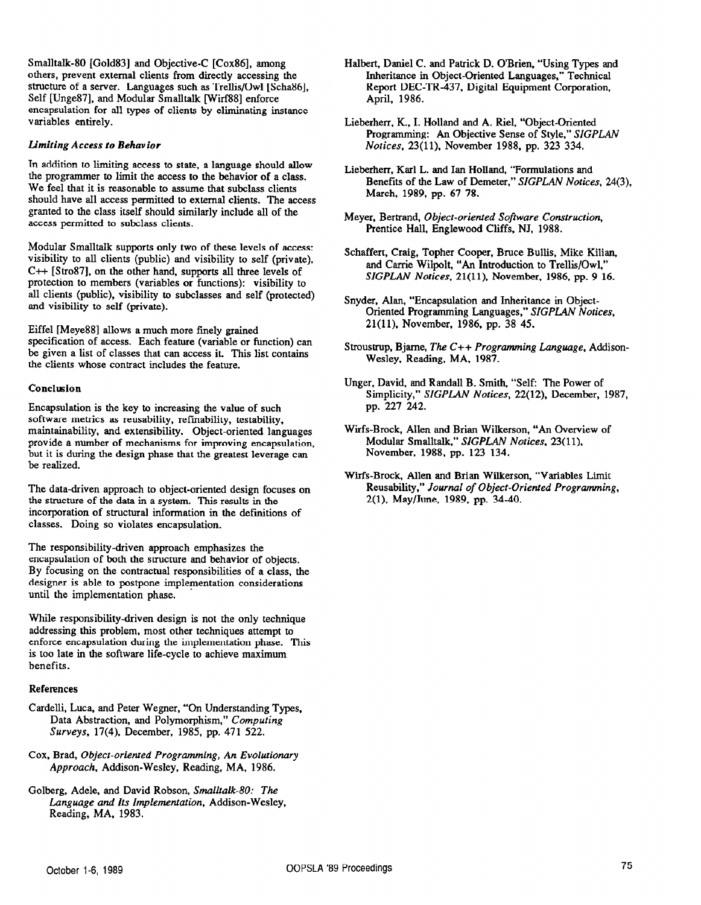Smalltalk-80 [Gold83] and Objective-C [Cox86], among others, prevent external clients from directly accessing the structure of a server. Languages such as Trellis/Owl [Scha86], Self [Unge87], and Modular Smalltalk [Wirf88] enforce encapsulation for all types of clients by eliminating instance variables entirely.

### *Limiting Access to Behavior*

In addition to limiting access to state, a language should allow the programmer to limit the access to the behavior of a class. We feel that it is reasonable to assume that subclass clients should have all access permitted to external clients. The access granted to the class itself should similarly include all of the access permitted to subclass clients.

Modular Smalltalk supports only two of these levels of access: visibility to all clients (public) and visibility to self (private). C++ [Stro87], on the other hand, supports all three levels of protection to members (variables or functions): visibility to all clients (public), visibility to subclasses and self (protected) and visibility to self (private).

Eiffel [Meye88] allows a much more finely grained specification of access. Each feature (variable or function) can be given a list of classes that can access it. This list contains the clients whose contract includes the feature.

## Conclusion

Encapsulation is the key to increasing the value of such software metrics as reusability, refinability, testability, maintainability, and extensibility. Object-oriented languages provide a number of mechanisms for improving encapsulation, but it is during the design phase that the greatest leverage can be realized.

The data-driven approach to object-oriented design focuses on the structure of the data in a system. This results in the incorporation of structural information in the definitions of classes. Doing so violates encapsulation.

The responsibility-driven approach emphasizes the encapsulation of both the structure and behavior of objects. By focusing on the contractual responsibilities of a class, the designer is able to postpone implementation considerations until the implementation phase.

While responsibility-driven design is not the only technique addressing this problem, most other techniques attempt to enforce encapsulation during the implementation phase. This is too late in the software life-cycle to achieve maximum benefits.

## References

Cardelli, Luca, and Peter Wegner, "On Understanding Types, Data Abstraction, and Polymorphism," *Computing Surveys*, 17(4), December, 1985, pp. 471 522.

Cox, Brad, *Object-oriented Programming, An Evolutionary Approach*, Addison-Wesley, Reading, MA, 1986.

Golberg, Adele, and David Robson, *Smalltalk-80: The Language and Its Implementation*, Addison-Wesley, Reading, MA, 1983.

Halbert, Daniel C. and Patrick D. O'Brien, "Using Types and Inheritance in Object-Oriented Languages," Technical Report DEC-TR-437, Digital Equipment Corporation, April, 1986.

Lieberherr, K., I. Holland and A. Riel, "Object-Oriented Programming: An Objective Sense of Style," *SIGPLAN Notices*, 23(11), November 1988, pp. 323 334.

Lieberherr, Karl L. and Ian Holland, "Formulations and Benefits of the Law of Demeter," *SIGPLAN Notices*, 24(3), March, 1989, pp. 67 78.

Meyer, Bertrand, *Object-oriented Software Construction*, Prentice Hall, Englewood Cliffs, NJ, 1988.

Schaffert, Craig, Topher Cooper, Bruce Bullis, Mike Kilian, and Carrie Wilpolt, "An Introduction to Trellis/Owl," *SIGPLAN Notices*, 21(11), November, 1986, pp. 9 16.

Snyder, Alan, "Encapsulation and Inheritance in Object-Oriented Programming Languages," *SIGPLAN Notices*, 21(11), November, 1986, pp. 38 45.

Stroustrup, Bjarne, *The C++ Programming Language*, Addison-Wesley, Reading, MA, 1987.

Unger, David, and Randall B. Smith, "Self: The Power of Simplicity," *SIGPLAN Notices*, 22(12), December, 1987, pp. 227 242.

Wirfs-Brock, Allen and Brian Wilkerson, "An Overview of Modular Smalltalk," *SIGPLAN Notices*, 23(11), November, 1988, pp. 123 134.

Wirfs-Brock, Allen and Brian Wilkerson, "Variables Limit Reusability," *Journal of Object-Oriented Programming*, 2(1), May/June, 1989, pp. 34-40.